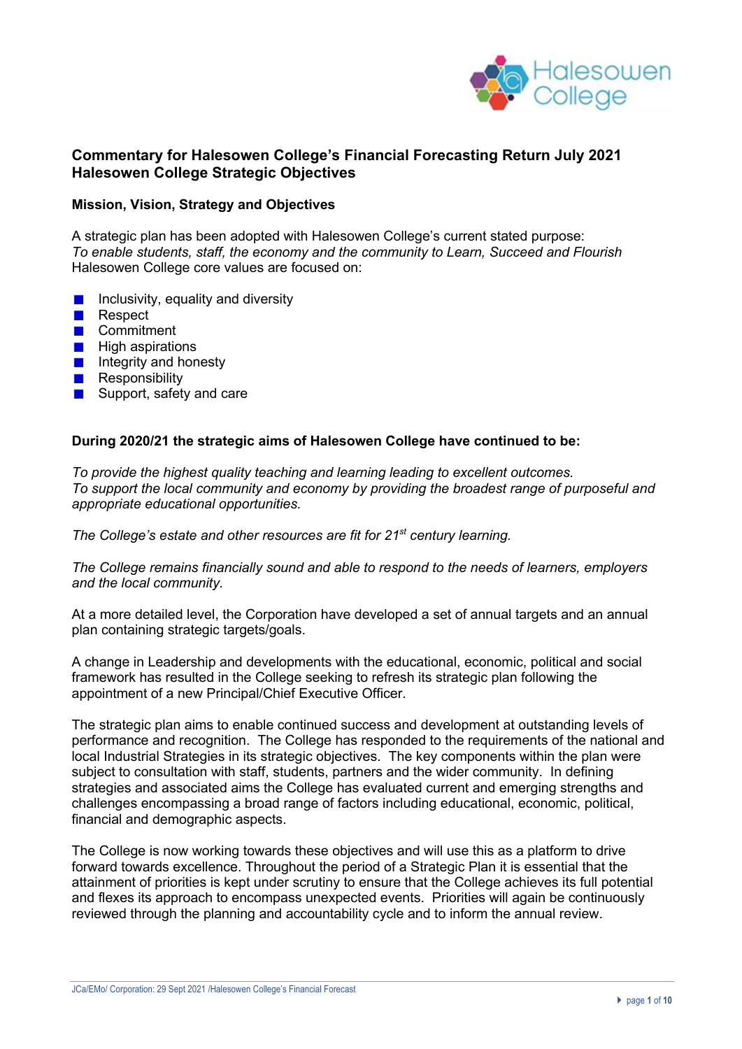# Commentary for Halesowen College's Financial Forecasting Return July 2021
# Halesowen College Strategic Objectives

## Mission, Vision, Strategy and Objectives

A strategic plan has been adopted with Halesowen College's current stated purpose:
*To enable students, staff, the economy and the community to Learn, Succeed and Flourish*
Halesowen College core values are focused on:

- Inclusivity, equality and diversity
- Respect
- Commitment
- High aspirations
- Integrity and honesty
- Responsibility
- Support, safety and care

## During 2020/21 the strategic aims of Halesowen College have continued to be:

*To provide the highest quality teaching and learning leading to excellent outcomes.*
*To support the local community and economy by providing the broadest range of purposeful and appropriate educational opportunities.*

*The College's estate and other resources are fit for 21st century learning.*

*The College remains financially sound and able to respond to the needs of learners, employers and the local community.*

At a more detailed level, the Corporation have developed a set of annual targets and an annual plan containing strategic targets/goals.

A change in Leadership and developments with the educational, economic, political and social framework has resulted in the College seeking to refresh its strategic plan following the appointment of a new Principal/Chief Executive Officer.

The strategic plan aims to enable continued success and development at outstanding levels of performance and recognition. The College has responded to the requirements of the national and local Industrial Strategies in its strategic objectives. The key components within the plan were subject to consultation with staff, students, partners and the wider community. In defining strategies and associated aims the College has evaluated current and emerging strengths and challenges encompassing a broad range of factors including educational, economic, political, financial and demographic aspects.

The College is now working towards these objectives and will use this as a platform to drive forward towards excellence. Throughout the period of a Strategic Plan it is essential that the attainment of priorities is kept under scrutiny to ensure that the College achieves its full potential and flexes its approach to encompass unexpected events. Priorities will again be continuously reviewed through the planning and accountability cycle and to inform the annual review.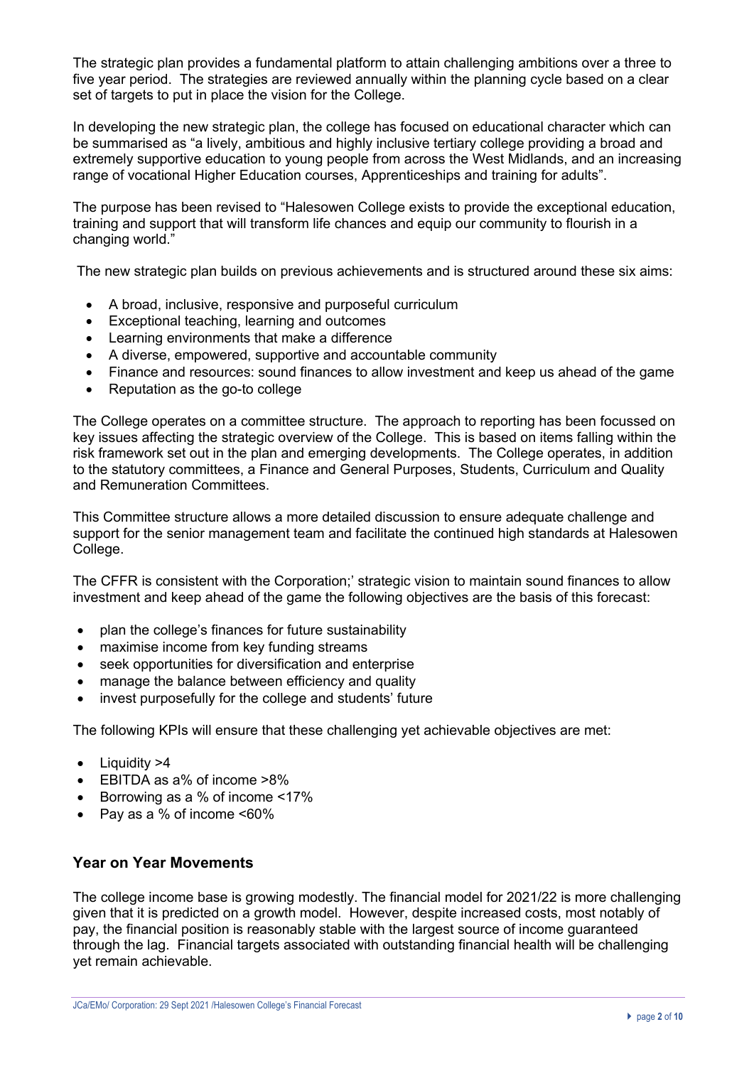The strategic plan provides a fundamental platform to attain challenging ambitions over a three to five year period. The strategies are reviewed annually within the planning cycle based on a clear set of targets to put in place the vision for the College.

In developing the new strategic plan, the college has focused on educational character which can be summarised as "a lively, ambitious and highly inclusive tertiary college providing a broad and extremely supportive education to young people from across the West Midlands, and an increasing range of vocational Higher Education courses, Apprenticeships and training for adults".

The purpose has been revised to "Halesowen College exists to provide the exceptional education, training and support that will transform life chances and equip our community to flourish in a changing world."

The new strategic plan builds on previous achievements and is structured around these six aims:

- A broad, inclusive, responsive and purposeful curriculum
- Exceptional teaching, learning and outcomes
- Learning environments that make a difference
- A diverse, empowered, supportive and accountable community
- Finance and resources: sound finances to allow investment and keep us ahead of the game
- Reputation as the go-to college

The College operates on a committee structure. The approach to reporting has been focussed on key issues affecting the strategic overview of the College. This is based on items falling within the risk framework set out in the plan and emerging developments. The College operates, in addition to the statutory committees, a Finance and General Purposes, Students, Curriculum and Quality and Remuneration Committees.

This Committee structure allows a more detailed discussion to ensure adequate challenge and support for the senior management team and facilitate the continued high standards at Halesowen College.

The CFFR is consistent with the Corporation;' strategic vision to maintain sound finances to allow investment and keep ahead of the game the following objectives are the basis of this forecast:

- plan the college's finances for future sustainability
- maximise income from key funding streams
- seek opportunities for diversification and enterprise
- manage the balance between efficiency and quality
- invest purposefully for the college and students' future

The following KPIs will ensure that these challenging yet achievable objectives are met:

- Liquidity >4
- EBITDA as a% of income >8%
- Borrowing as a % of income <17%
- Pay as a % of income <60%

## Year on Year Movements

The college income base is growing modestly. The financial model for 2021/22 is more challenging given that it is predicted on a growth model. However, despite increased costs, most notably of pay, the financial position is reasonably stable with the largest source of income guaranteed through the lag. Financial targets associated with outstanding financial health will be challenging yet remain achievable.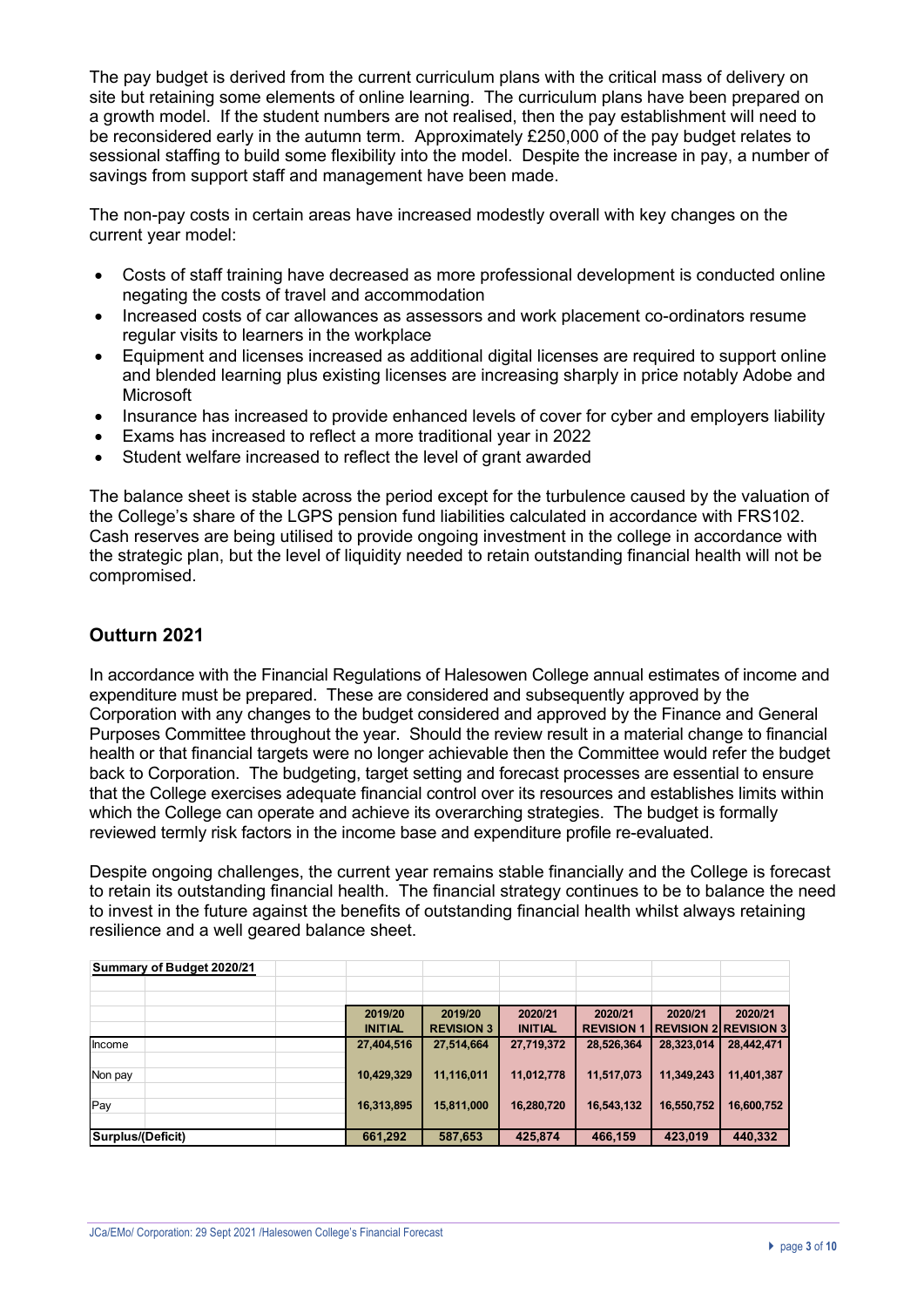The pay budget is derived from the current curriculum plans with the critical mass of delivery on site but retaining some elements of online learning. The curriculum plans have been prepared on a growth model. If the student numbers are not realised, then the pay establishment will need to be reconsidered early in the autumn term. Approximately £250,000 of the pay budget relates to sessional staffing to build some flexibility into the model. Despite the increase in pay, a number of savings from support staff and management have been made.

The non-pay costs in certain areas have increased modestly overall with key changes on the current year model:

- Costs of staff training have decreased as more professional development is conducted online negating the costs of travel and accommodation
- Increased costs of car allowances as assessors and work placement co-ordinators resume regular visits to learners in the workplace
- Equipment and licenses increased as additional digital licenses are required to support online and blended learning plus existing licenses are increasing sharply in price notably Adobe and Microsoft
- Insurance has increased to provide enhanced levels of cover for cyber and employers liability
- Exams has increased to reflect a more traditional year in 2022
- Student welfare increased to reflect the level of grant awarded

The balance sheet is stable across the period except for the turbulence caused by the valuation of the College's share of the LGPS pension fund liabilities calculated in accordance with FRS102. Cash reserves are being utilised to provide ongoing investment in the college in accordance with the strategic plan, but the level of liquidity needed to retain outstanding financial health will not be compromised.

## Outturn 2021

In accordance with the Financial Regulations of Halesowen College annual estimates of income and expenditure must be prepared. These are considered and subsequently approved by the Corporation with any changes to the budget considered and approved by the Finance and General Purposes Committee throughout the year. Should the review result in a material change to financial health or that financial targets were no longer achievable then the Committee would refer the budget back to Corporation. The budgeting, target setting and forecast processes are essential to ensure that the College exercises adequate financial control over its resources and establishes limits within which the College can operate and achieve its overarching strategies. The budget is formally reviewed termly risk factors in the income base and expenditure profile re-evaluated.

Despite ongoing challenges, the current year remains stable financially and the College is forecast to retain its outstanding financial health. The financial strategy continues to be to balance the need to invest in the future against the benefits of outstanding financial health whilst always retaining resilience and a well geared balance sheet.

**Summary of Budget 2020/21**

| | 2019/20 INITIAL | 2019/20 REVISION 3 | 2020/21 INITIAL | 2020/21 REVISION 1 | 2020/21 REVISION 2 | 2020/21 REVISION 3 |
|---|---|---|---|---|---|---|
| Income | 27,404,516 | 27,514,664 | 27,719,372 | 28,526,364 | 28,323,014 | 28,442,471 |
| Non pay | 10,429,329 | 11,116,011 | 11,012,778 | 11,517,073 | 11,349,243 | 11,401,387 |
| Pay | 16,313,895 | 15,811,000 | 16,280,720 | 16,543,132 | 16,550,752 | 16,600,752 |
| **Surplus/(Deficit)** | **661,292** | **587,653** | **425,874** | **466,159** | **423,019** | **440,332** |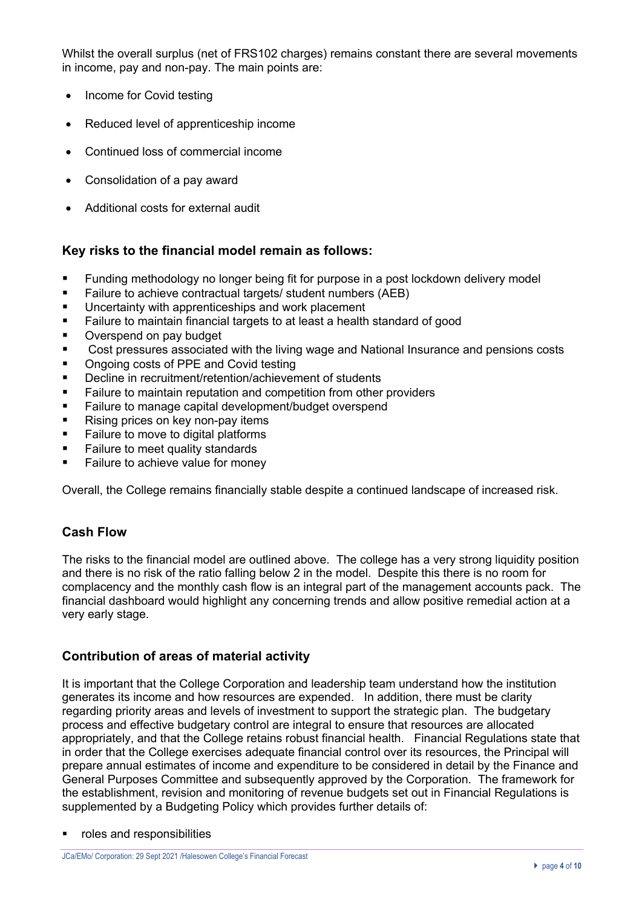Whilst the overall surplus (net of FRS102 charges) remains constant there are several movements in income, pay and non-pay. The main points are:

- Income for Covid testing
- Reduced level of apprenticeship income
- Continued loss of commercial income
- Consolidation of a pay award
- Additional costs for external audit

### Key risks to the financial model remain as follows:

- Funding methodology no longer being fit for purpose in a post lockdown delivery model
- Failure to achieve contractual targets/ student numbers (AEB)
- Uncertainty with apprenticeships and work placement
- Failure to maintain financial targets to at least a health standard of good
- Overspend on pay budget
- Cost pressures associated with the living wage and National Insurance and pensions costs
- Ongoing costs of PPE and Covid testing
- Decline in recruitment/retention/achievement of students
- Failure to maintain reputation and competition from other providers
- Failure to manage capital development/budget overspend
- Rising prices on key non-pay items
- Failure to move to digital platforms
- Failure to meet quality standards
- Failure to achieve value for money

Overall, the College remains financially stable despite a continued landscape of increased risk.

### Cash Flow

The risks to the financial model are outlined above. The college has a very strong liquidity position and there is no risk of the ratio falling below 2 in the model. Despite this there is no room for complacency and the monthly cash flow is an integral part of the management accounts pack. The financial dashboard would highlight any concerning trends and allow positive remedial action at a very early stage.

### Contribution of areas of material activity

It is important that the College Corporation and leadership team understand how the institution generates its income and how resources are expended. In addition, there must be clarity regarding priority areas and levels of investment to support the strategic plan. The budgetary process and effective budgetary control are integral to ensure that resources are allocated appropriately, and that the College retains robust financial health. Financial Regulations state that in order that the College exercises adequate financial control over its resources, the Principal will prepare annual estimates of income and expenditure to be considered in detail by the Finance and General Purposes Committee and subsequently approved by the Corporation. The framework for the establishment, revision and monitoring of revenue budgets set out in Financial Regulations is supplemented by a Budgeting Policy which provides further details of:

- roles and responsibilities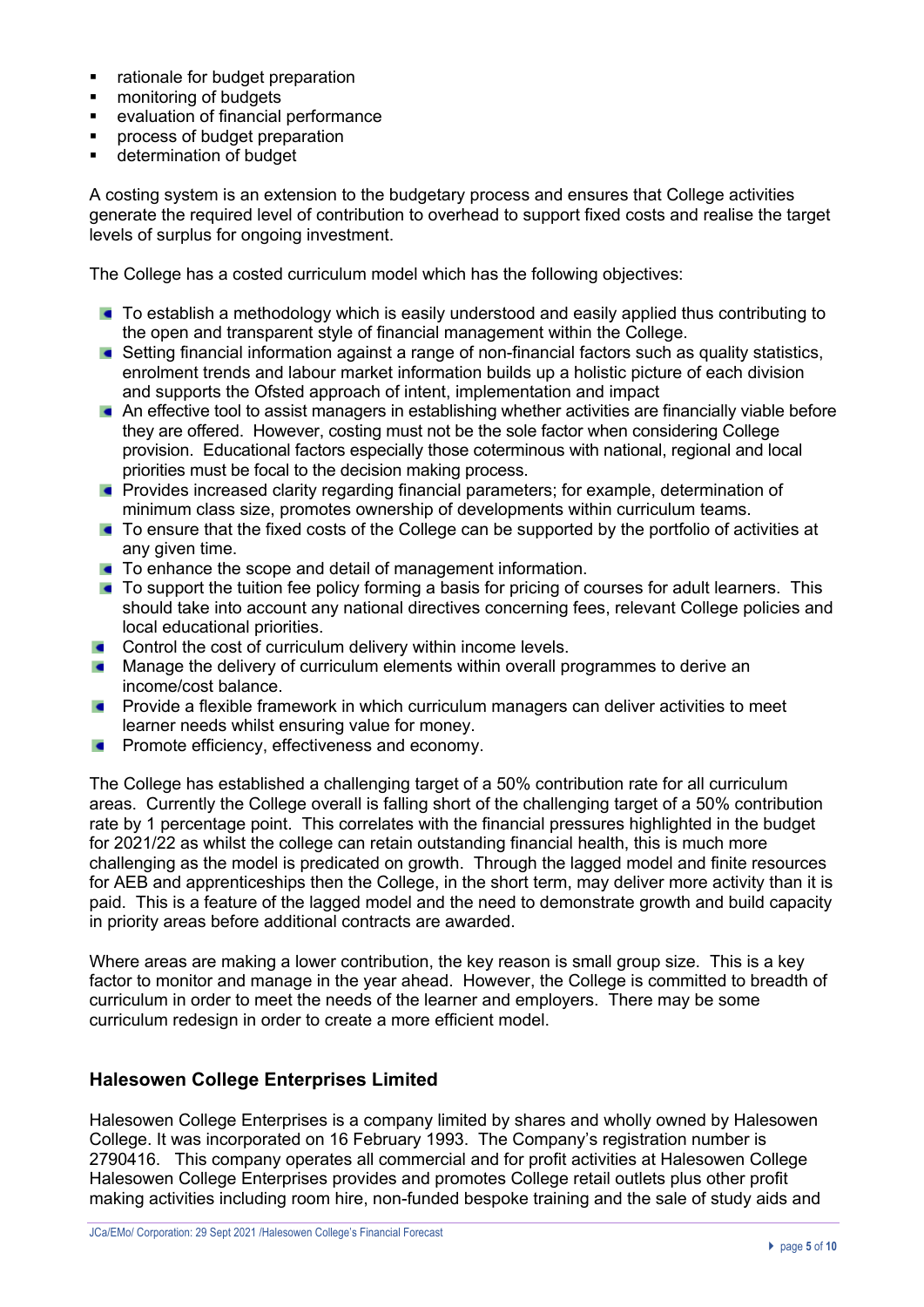- rationale for budget preparation
- monitoring of budgets
- evaluation of financial performance
- process of budget preparation
- determination of budget

A costing system is an extension to the budgetary process and ensures that College activities generate the required level of contribution to overhead to support fixed costs and realise the target levels of surplus for ongoing investment.

The College has a costed curriculum model which has the following objectives:

- To establish a methodology which is easily understood and easily applied thus contributing to the open and transparent style of financial management within the College.
- Setting financial information against a range of non-financial factors such as quality statistics, enrolment trends and labour market information builds up a holistic picture of each division and supports the Ofsted approach of intent, implementation and impact
- An effective tool to assist managers in establishing whether activities are financially viable before they are offered. However, costing must not be the sole factor when considering College provision. Educational factors especially those coterminous with national, regional and local priorities must be focal to the decision making process.
- Provides increased clarity regarding financial parameters; for example, determination of minimum class size, promotes ownership of developments within curriculum teams.
- To ensure that the fixed costs of the College can be supported by the portfolio of activities at any given time.
- To enhance the scope and detail of management information.
- To support the tuition fee policy forming a basis for pricing of courses for adult learners. This should take into account any national directives concerning fees, relevant College policies and local educational priorities.
- Control the cost of curriculum delivery within income levels.
- Manage the delivery of curriculum elements within overall programmes to derive an income/cost balance.
- Provide a flexible framework in which curriculum managers can deliver activities to meet learner needs whilst ensuring value for money.
- Promote efficiency, effectiveness and economy.

The College has established a challenging target of a 50% contribution rate for all curriculum areas. Currently the College overall is falling short of the challenging target of a 50% contribution rate by 1 percentage point. This correlates with the financial pressures highlighted in the budget for 2021/22 as whilst the college can retain outstanding financial health, this is much more challenging as the model is predicated on growth. Through the lagged model and finite resources for AEB and apprenticeships then the College, in the short term, may deliver more activity than it is paid. This is a feature of the lagged model and the need to demonstrate growth and build capacity in priority areas before additional contracts are awarded.

Where areas are making a lower contribution, the key reason is small group size. This is a key factor to monitor and manage in the year ahead. However, the College is committed to breadth of curriculum in order to meet the needs of the learner and employers. There may be some curriculum redesign in order to create a more efficient model.

## Halesowen College Enterprises Limited

Halesowen College Enterprises is a company limited by shares and wholly owned by Halesowen College. It was incorporated on 16 February 1993. The Company's registration number is 2790416. This company operates all commercial and for profit activities at Halesowen College Halesowen College Enterprises provides and promotes College retail outlets plus other profit making activities including room hire, non-funded bespoke training and the sale of study aids and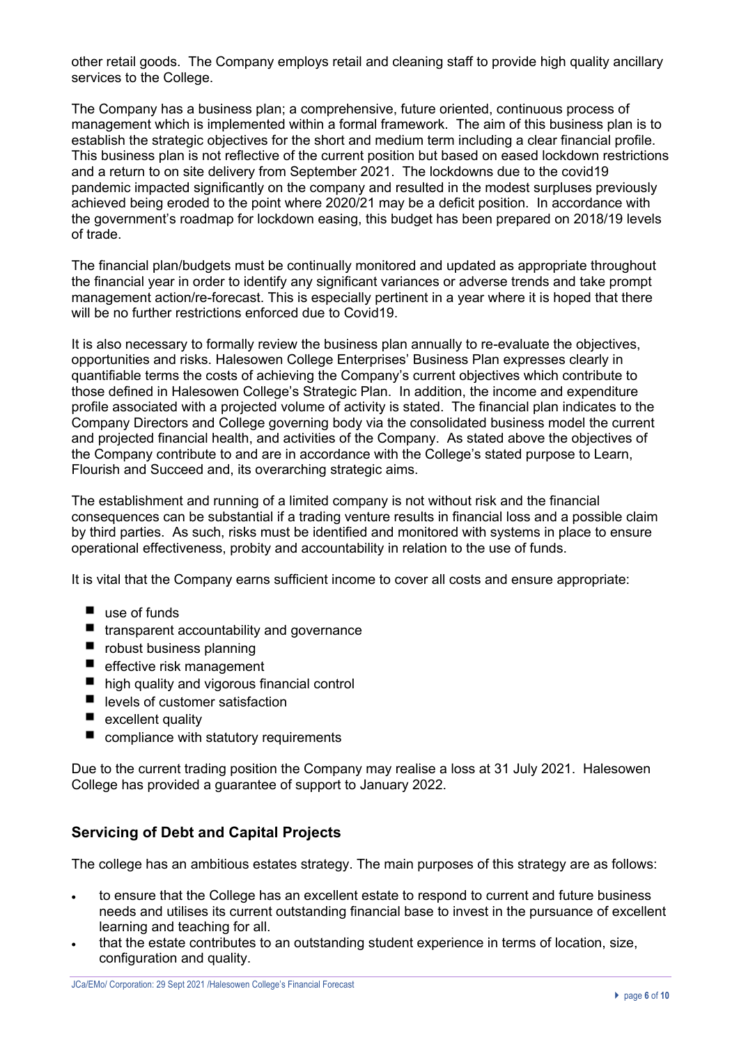other retail goods. The Company employs retail and cleaning staff to provide high quality ancillary services to the College.

The Company has a business plan; a comprehensive, future oriented, continuous process of management which is implemented within a formal framework. The aim of this business plan is to establish the strategic objectives for the short and medium term including a clear financial profile. This business plan is not reflective of the current position but based on eased lockdown restrictions and a return to on site delivery from September 2021. The lockdowns due to the covid19 pandemic impacted significantly on the company and resulted in the modest surpluses previously achieved being eroded to the point where 2020/21 may be a deficit position. In accordance with the government's roadmap for lockdown easing, this budget has been prepared on 2018/19 levels of trade.

The financial plan/budgets must be continually monitored and updated as appropriate throughout the financial year in order to identify any significant variances or adverse trends and take prompt management action/re-forecast. This is especially pertinent in a year where it is hoped that there will be no further restrictions enforced due to Covid19.

It is also necessary to formally review the business plan annually to re-evaluate the objectives, opportunities and risks. Halesowen College Enterprises' Business Plan expresses clearly in quantifiable terms the costs of achieving the Company's current objectives which contribute to those defined in Halesowen College's Strategic Plan. In addition, the income and expenditure profile associated with a projected volume of activity is stated. The financial plan indicates to the Company Directors and College governing body via the consolidated business model the current and projected financial health, and activities of the Company. As stated above the objectives of the Company contribute to and are in accordance with the College's stated purpose to Learn, Flourish and Succeed and, its overarching strategic aims.

The establishment and running of a limited company is not without risk and the financial consequences can be substantial if a trading venture results in financial loss and a possible claim by third parties. As such, risks must be identified and monitored with systems in place to ensure operational effectiveness, probity and accountability in relation to the use of funds.

It is vital that the Company earns sufficient income to cover all costs and ensure appropriate:

- use of funds
- transparent accountability and governance
- robust business planning
- effective risk management
- high quality and vigorous financial control
- levels of customer satisfaction
- excellent quality
- compliance with statutory requirements

Due to the current trading position the Company may realise a loss at 31 July 2021. Halesowen College has provided a guarantee of support to January 2022.

## Servicing of Debt and Capital Projects

The college has an ambitious estates strategy. The main purposes of this strategy are as follows:

- to ensure that the College has an excellent estate to respond to current and future business needs and utilises its current outstanding financial base to invest in the pursuance of excellent learning and teaching for all.
- that the estate contributes to an outstanding student experience in terms of location, size, configuration and quality.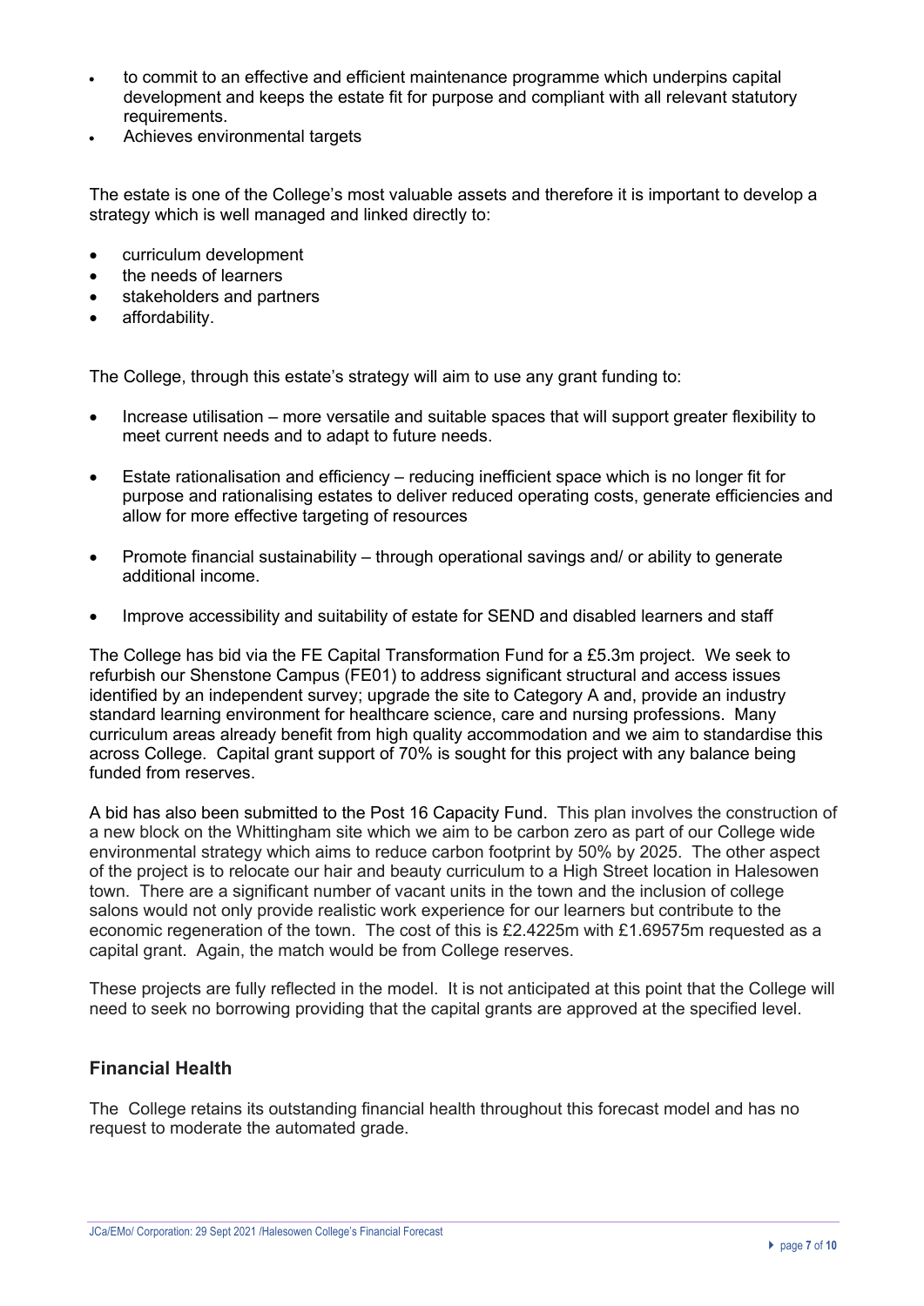- to commit to an effective and efficient maintenance programme which underpins capital development and keeps the estate fit for purpose and compliant with all relevant statutory requirements.
- Achieves environmental targets

The estate is one of the College's most valuable assets and therefore it is important to develop a strategy which is well managed and linked directly to:

- curriculum development
- the needs of learners
- stakeholders and partners
- affordability.

The College, through this estate's strategy will aim to use any grant funding to:

- Increase utilisation – more versatile and suitable spaces that will support greater flexibility to meet current needs and to adapt to future needs.
- Estate rationalisation and efficiency – reducing inefficient space which is no longer fit for purpose and rationalising estates to deliver reduced operating costs, generate efficiencies and allow for more effective targeting of resources
- Promote financial sustainability – through operational savings and/ or ability to generate additional income.
- Improve accessibility and suitability of estate for SEND and disabled learners and staff

The College has bid via the FE Capital Transformation Fund for a £5.3m project. We seek to refurbish our Shenstone Campus (FE01) to address significant structural and access issues identified by an independent survey; upgrade the site to Category A and, provide an industry standard learning environment for healthcare science, care and nursing professions. Many curriculum areas already benefit from high quality accommodation and we aim to standardise this across College. Capital grant support of 70% is sought for this project with any balance being funded from reserves.

A bid has also been submitted to the Post 16 Capacity Fund. This plan involves the construction of a new block on the Whittingham site which we aim to be carbon zero as part of our College wide environmental strategy which aims to reduce carbon footprint by 50% by 2025. The other aspect of the project is to relocate our hair and beauty curriculum to a High Street location in Halesowen town. There are a significant number of vacant units in the town and the inclusion of college salons would not only provide realistic work experience for our learners but contribute to the economic regeneration of the town. The cost of this is £2.4225m with £1.69575m requested as a capital grant. Again, the match would be from College reserves.

These projects are fully reflected in the model. It is not anticipated at this point that the College will need to seek no borrowing providing that the capital grants are approved at the specified level.

## Financial Health

The College retains its outstanding financial health throughout this forecast model and has no request to moderate the automated grade.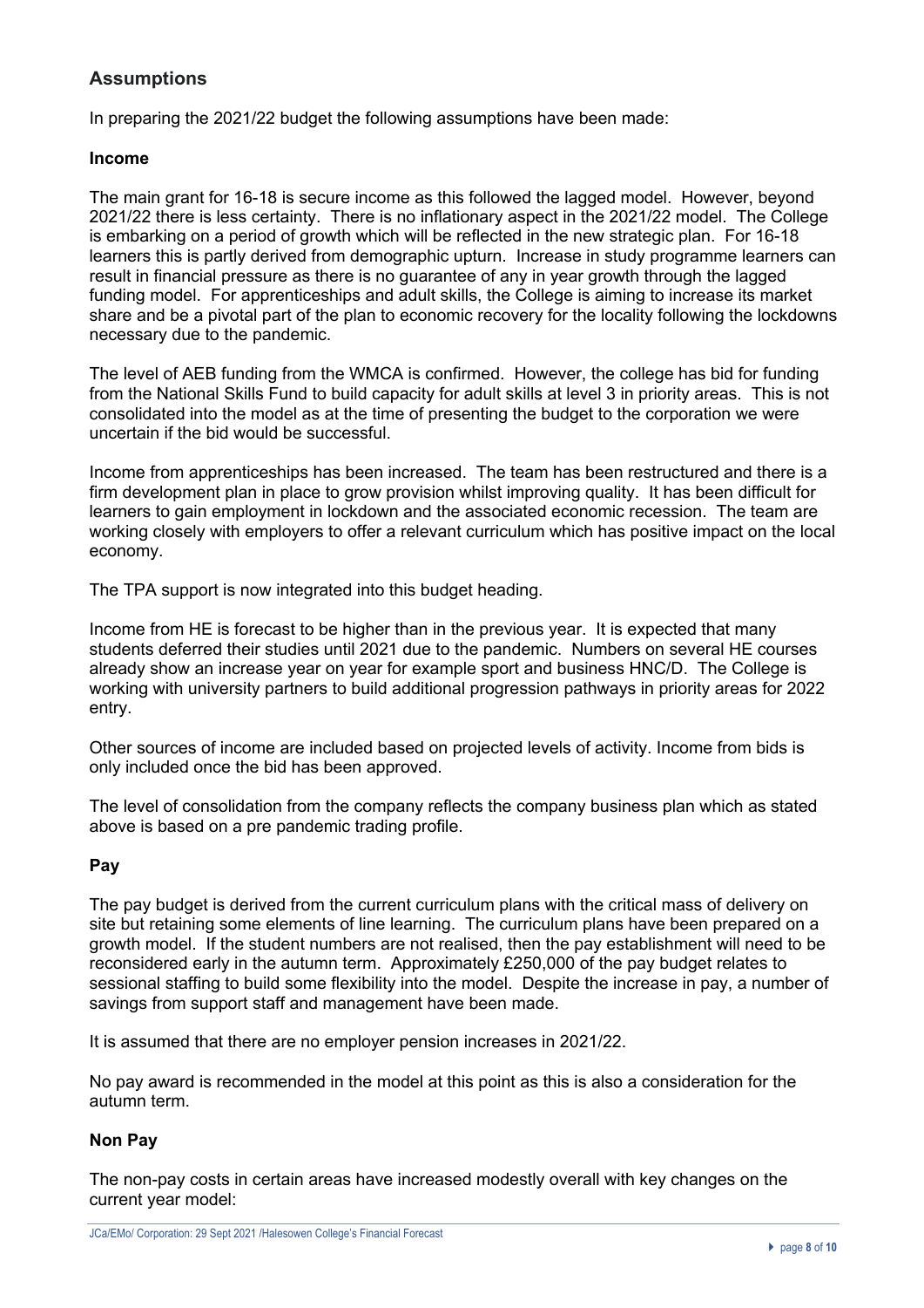## Assumptions

In preparing the 2021/22 budget the following assumptions have been made:

### Income

The main grant for 16-18 is secure income as this followed the lagged model. However, beyond 2021/22 there is less certainty. There is no inflationary aspect in the 2021/22 model. The College is embarking on a period of growth which will be reflected in the new strategic plan. For 16-18 learners this is partly derived from demographic upturn. Increase in study programme learners can result in financial pressure as there is no guarantee of any in year growth through the lagged funding model. For apprenticeships and adult skills, the College is aiming to increase its market share and be a pivotal part of the plan to economic recovery for the locality following the lockdowns necessary due to the pandemic.

The level of AEB funding from the WMCA is confirmed. However, the college has bid for funding from the National Skills Fund to build capacity for adult skills at level 3 in priority areas. This is not consolidated into the model as at the time of presenting the budget to the corporation we were uncertain if the bid would be successful.

Income from apprenticeships has been increased. The team has been restructured and there is a firm development plan in place to grow provision whilst improving quality. It has been difficult for learners to gain employment in lockdown and the associated economic recession. The team are working closely with employers to offer a relevant curriculum which has positive impact on the local economy.

The TPA support is now integrated into this budget heading.

Income from HE is forecast to be higher than in the previous year. It is expected that many students deferred their studies until 2021 due to the pandemic. Numbers on several HE courses already show an increase year on year for example sport and business HNC/D. The College is working with university partners to build additional progression pathways in priority areas for 2022 entry.

Other sources of income are included based on projected levels of activity. Income from bids is only included once the bid has been approved.

The level of consolidation from the company reflects the company business plan which as stated above is based on a pre pandemic trading profile.

### Pay

The pay budget is derived from the current curriculum plans with the critical mass of delivery on site but retaining some elements of line learning. The curriculum plans have been prepared on a growth model. If the student numbers are not realised, then the pay establishment will need to be reconsidered early in the autumn term. Approximately £250,000 of the pay budget relates to sessional staffing to build some flexibility into the model. Despite the increase in pay, a number of savings from support staff and management have been made.

It is assumed that there are no employer pension increases in 2021/22.

No pay award is recommended in the model at this point as this is also a consideration for the autumn term.

### Non Pay

The non-pay costs in certain areas have increased modestly overall with key changes on the current year model: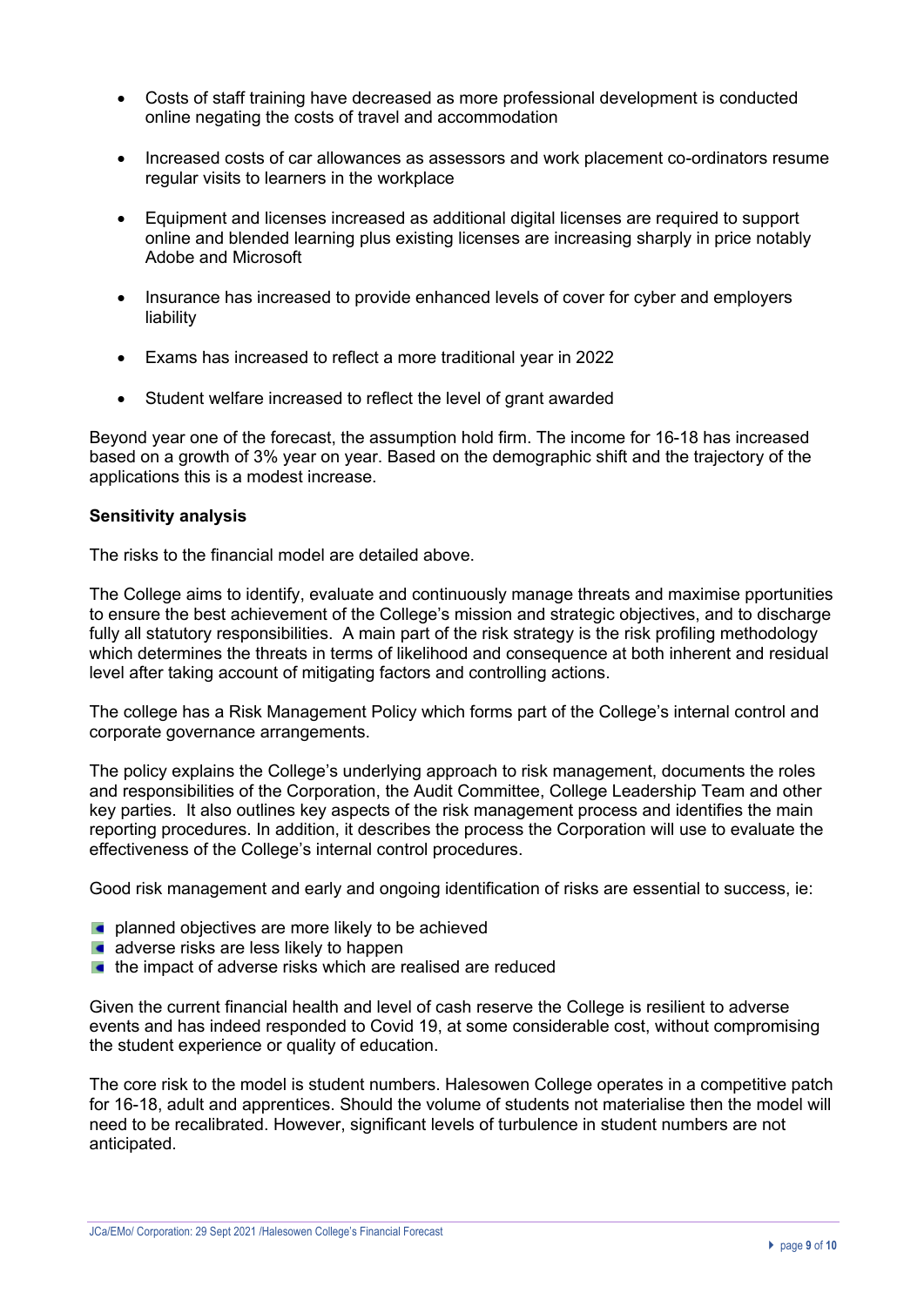- Costs of staff training have decreased as more professional development is conducted online negating the costs of travel and accommodation

- Increased costs of car allowances as assessors and work placement co-ordinators resume regular visits to learners in the workplace

- Equipment and licenses increased as additional digital licenses are required to support online and blended learning plus existing licenses are increasing sharply in price notably Adobe and Microsoft

- Insurance has increased to provide enhanced levels of cover for cyber and employers liability

- Exams has increased to reflect a more traditional year in 2022

- Student welfare increased to reflect the level of grant awarded

Beyond year one of the forecast, the assumption hold firm. The income for 16-18 has increased based on a growth of 3% year on year. Based on the demographic shift and the trajectory of the applications this is a modest increase.

**Sensitivity analysis**

The risks to the financial model are detailed above.

The College aims to identify, evaluate and continuously manage threats and maximise pportunities to ensure the best achievement of the College's mission and strategic objectives, and to discharge fully all statutory responsibilities. A main part of the risk strategy is the risk profiling methodology which determines the threats in terms of likelihood and consequence at both inherent and residual level after taking account of mitigating factors and controlling actions.

The college has a Risk Management Policy which forms part of the College's internal control and corporate governance arrangements.

The policy explains the College's underlying approach to risk management, documents the roles and responsibilities of the Corporation, the Audit Committee, College Leadership Team and other key parties. It also outlines key aspects of the risk management process and identifies the main reporting procedures. In addition, it describes the process the Corporation will use to evaluate the effectiveness of the College's internal control procedures.

Good risk management and early and ongoing identification of risks are essential to success, ie:

- planned objectives are more likely to be achieved
- adverse risks are less likely to happen
- the impact of adverse risks which are realised are reduced

Given the current financial health and level of cash reserve the College is resilient to adverse events and has indeed responded to Covid 19, at some considerable cost, without compromising the student experience or quality of education.

The core risk to the model is student numbers. Halesowen College operates in a competitive patch for 16-18, adult and apprentices. Should the volume of students not materialise then the model will need to be recalibrated. However, significant levels of turbulence in student numbers are not anticipated.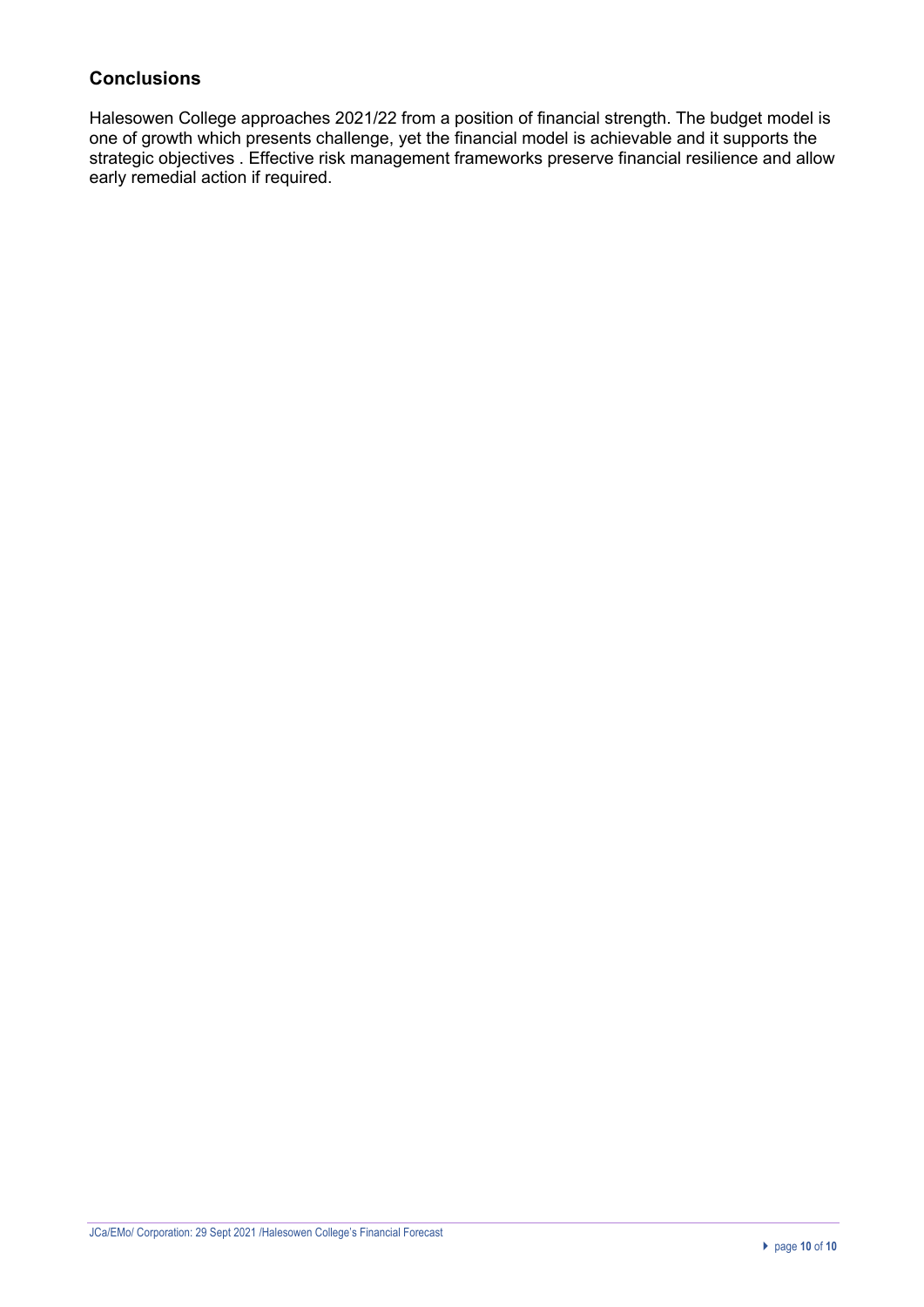## Conclusions

Halesowen College approaches 2021/22 from a position of financial strength. The budget model is one of growth which presents challenge, yet the financial model is achievable and it supports the strategic objectives . Effective risk management frameworks preserve financial resilience and allow early remedial action if required.